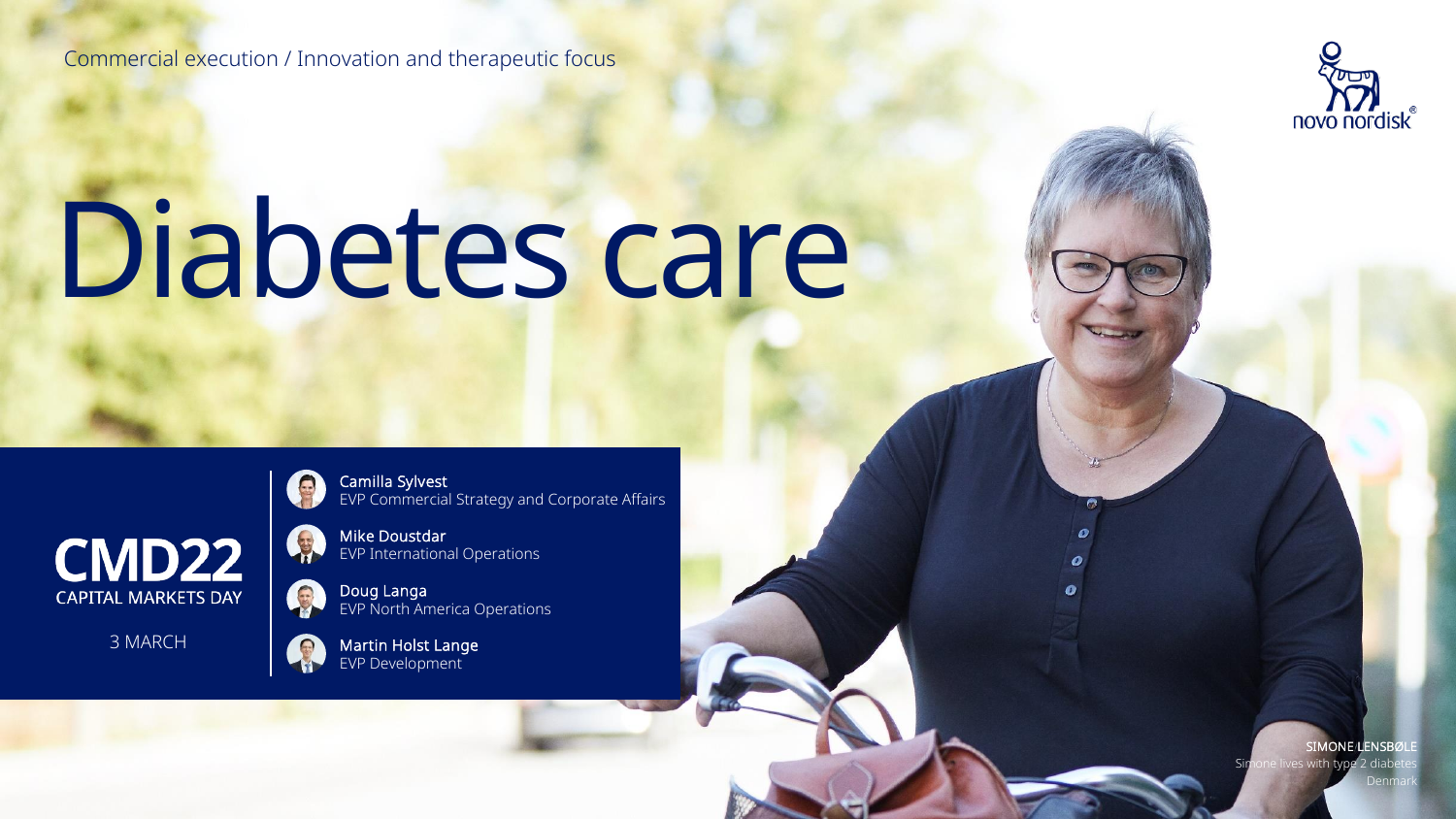Commercial execution / Innovation and therapeutic focus

novo nordisk®

# Diabetes care

**CMD22**
CAPITAL MARKETS DAY

3 MARCH

**Camilla Sylvest**
EVP Commercial Strategy and Corporate Affairs

**Mike Doustdar**
EVP International Operations

**Doug Langa**
EVP North America Operations

**Martin Holst Lange**
EVP Development

SIMONE LENSBØLE
Simone lives with type 2 diabetes
Denmark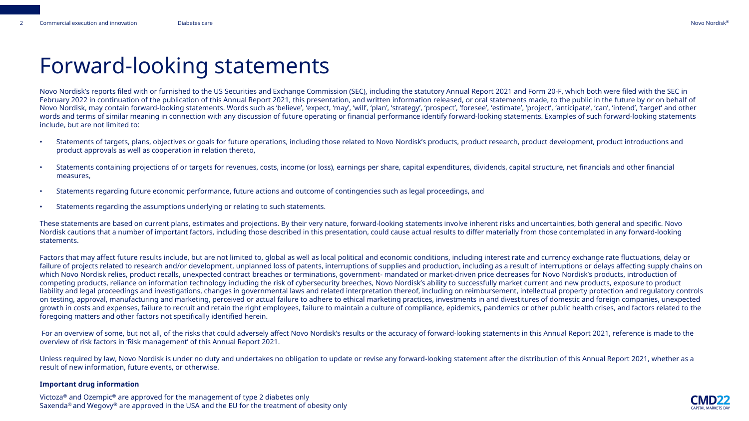# Forward-looking statements

Novo Nordisk's reports filed with or furnished to the US Securities and Exchange Commission (SEC), including the statutory Annual Report 2021 and Form 20-F, which both were filed with the SEC in February 2022 in continuation of the publication of this Annual Report 2021, this presentation, and written information released, or oral statements made, to the public in the future by or on behalf of Novo Nordisk, may contain forward-looking statements. Words such as 'believe', 'expect', 'may', 'will', 'plan', 'strategy', 'prospect', 'foresee', 'estimate', 'project', 'anticipate', 'can', 'intend', 'target' and other words and terms of similar meaning in connection with any discussion of future operating or financial performance identify forward-looking statements. Examples of such forward-looking statements include, but are not limited to:

- Statements of targets, plans, objectives or goals for future operations, including those related to Novo Nordisk's products, product research, product development, product introductions and product approvals as well as cooperation in relation thereto,
- Statements containing projections of or targets for revenues, costs, income (or loss), earnings per share, capital expenditures, dividends, capital structure, net financials and other financial measures,
- Statements regarding future economic performance, future actions and outcome of contingencies such as legal proceedings, and
- Statements regarding the assumptions underlying or relating to such statements.

These statements are based on current plans, estimates and projections. By their very nature, forward-looking statements involve inherent risks and uncertainties, both general and specific. Novo Nordisk cautions that a number of important factors, including those described in this presentation, could cause actual results to differ materially from those contemplated in any forward-looking statements.

Factors that may affect future results include, but are not limited to, global as well as local political and economic conditions, including interest rate and currency exchange rate fluctuations, delay or failure of projects related to research and/or development, unplanned loss of patents, interruptions of supplies and production, including as a result of interruptions or delays affecting supply chains on which Novo Nordisk relies, product recalls, unexpected contract breaches or terminations, government- mandated or market-driven price decreases for Novo Nordisk's products, introduction of competing products, reliance on information technology including the risk of cybersecurity breeches, Novo Nordisk's ability to successfully market current and new products, exposure to product liability and legal proceedings and investigations, changes in governmental laws and related interpretation thereof, including on reimbursement, intellectual property protection and regulatory controls on testing, approval, manufacturing and marketing, perceived or actual failure to adhere to ethical marketing practices, investments in and divestitures of domestic and foreign companies, unexpected growth in costs and expenses, failure to recruit and retain the right employees, failure to maintain a culture of compliance, epidemics, pandemics or other public health crises, and factors related to the foregoing matters and other factors not specifically identified herein.

For an overview of some, but not all, of the risks that could adversely affect Novo Nordisk's results or the accuracy of forward-looking statements in this Annual Report 2021, reference is made to the overview of risk factors in 'Risk management' of this Annual Report 2021.

Unless required by law, Novo Nordisk is under no duty and undertakes no obligation to update or revise any forward-looking statement after the distribution of this Annual Report 2021, whether as a result of new information, future events, or otherwise.

**Important drug information**

Victoza® and Ozempic® are approved for the management of type 2 diabetes only
Saxenda® and Wegovy® are approved in the USA and the EU for the treatment of obesity only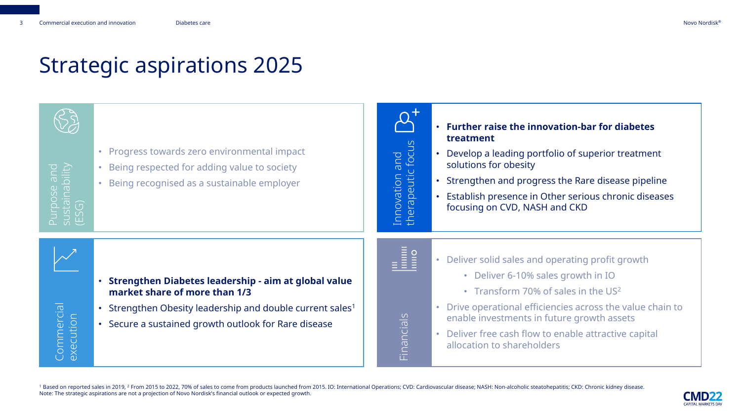# Strategic aspirations 2025

## Purpose and sustainability (ESG)

- Progress towards zero environmental impact
- Being respected for adding value to society
- Being recognised as a sustainable employer

## Innovation and therapeutic focus

- **Further raise the innovation-bar for diabetes treatment**
- Develop a leading portfolio of superior treatment solutions for obesity
- Strengthen and progress the Rare disease pipeline
- Establish presence in Other serious chronic diseases focusing on CVD, NASH and CKD

## Commercial execution

- **Strengthen Diabetes leadership - aim at global value market share of more than 1/3**
- Strengthen Obesity leadership and double current sales[1]
- Secure a sustained growth outlook for Rare disease

## Financials

- Deliver solid sales and operating profit growth
  - Deliver 6-10% sales growth in IO
  - Transform 70% of sales in the US[2]
- Drive operational efficiencies across the value chain to enable investments in future growth assets
- Deliver free cash flow to enable attractive capital allocation to shareholders

[1] Based on reported sales in 2019, [2] From 2015 to 2022, 70% of sales to come from products launched from 2015. IO: International Operations; CVD: Cardiovascular disease; NASH: Non-alcoholic steatohepatitis; CKD: Chronic kidney disease.
Note: The strategic aspirations are not a projection of Novo Nordisk's financial outlook or expected growth.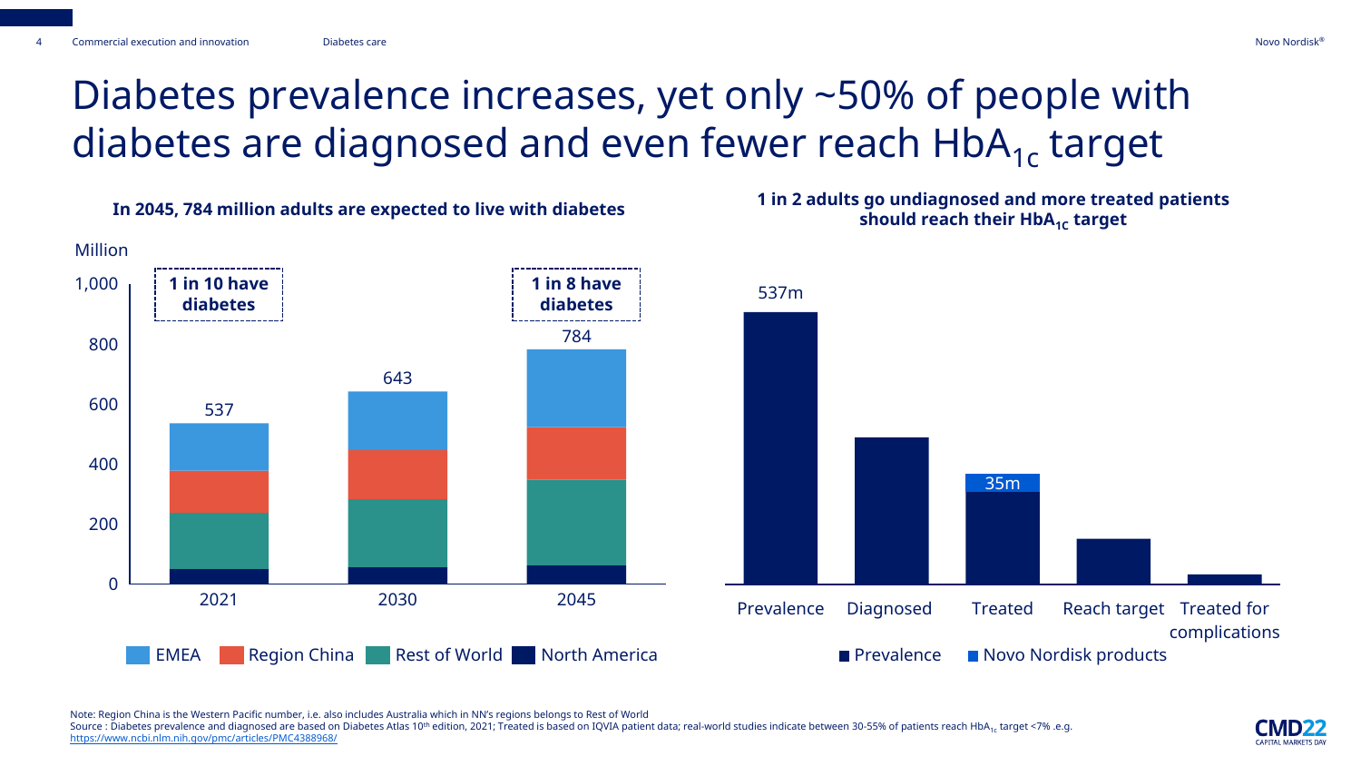# Diabetes prevalence increases, yet only ~50% of people with diabetes are diagnosed and even fewer reach $HbA_{1c}$ target

**In 2045, 784 million adults are expected to live with diabetes**

Million

| | 2021 | 2030 | 2045 |
|---|---|---|---|
| Total | 537 | 643 | 784 |

1 in 10 have diabetes (2021)

1 in 8 have diabetes (2045)

EMEA | Region China | Rest of World | North America

**1 in 2 adults go undiagnosed and more treated patients should reach their $HbA_{1c}$ target**

537m

35m

Prevalence | Diagnosed | Treated | Reach target | Treated for complications

Prevalence | Novo Nordisk products

Note: Region China is the Western Pacific number, i.e. also includes Australia which in NN's regions belongs to Rest of World

Source : Diabetes prevalence and diagnosed are based on Diabetes Atlas 10th edition, 2021; Treated is based on IQVIA patient data; real-world studies indicate between 30-55% of patients reach $HbA_{1c}$ target <7% .e.g. https://www.ncbi.nlm.nih.gov/pmc/articles/PMC4388968/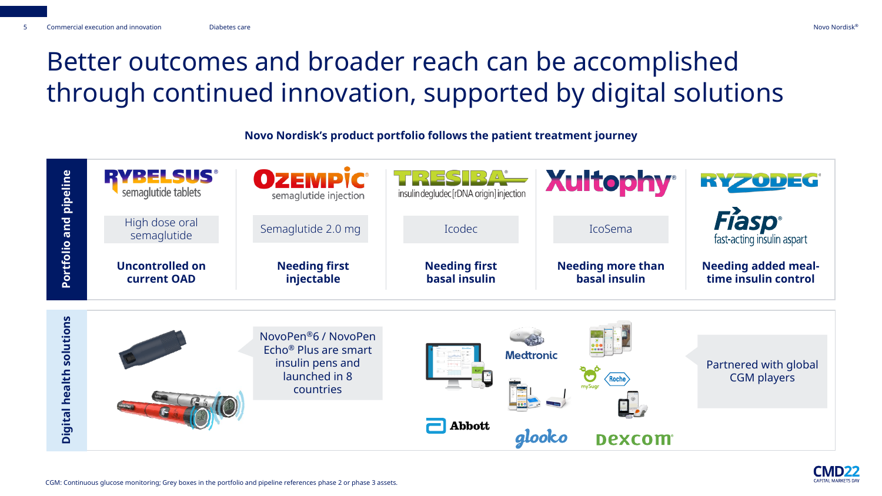# Better outcomes and broader reach can be accomplished through continued innovation, supported by digital solutions

**Novo Nordisk's product portfolio follows the patient treatment journey**

**Portfolio and pipeline**

| RYBELSUS® semaglutide tablets | OZEMPIC® semaglutide injection | TRESIBA® insulin degludec [rDNA origin] injection | Xultophy® | RYZODEG® / Fiasp® fast-acting insulin aspart |
|---|---|---|---|---|
| High dose oral semaglutide | Semaglutide 2.0 mg | Icodec | IcoSema | |
| **Uncontrolled on current OAD** | **Needing first injectable** | **Needing first basal insulin** | **Needing more than basal insulin** | **Needing added meal-time insulin control** |

**Digital health solutions**

NovoPen®6 / NovoPen Echo® Plus are smart insulin pens and launched in 8 countries

Medtronic, mySugr, Roche, Abbott, glooko, Dexcom

Partnered with global CGM players

CGM: Continuous glucose monitoring; Grey boxes in the portfolio and pipeline references phase 2 or phase 3 assets.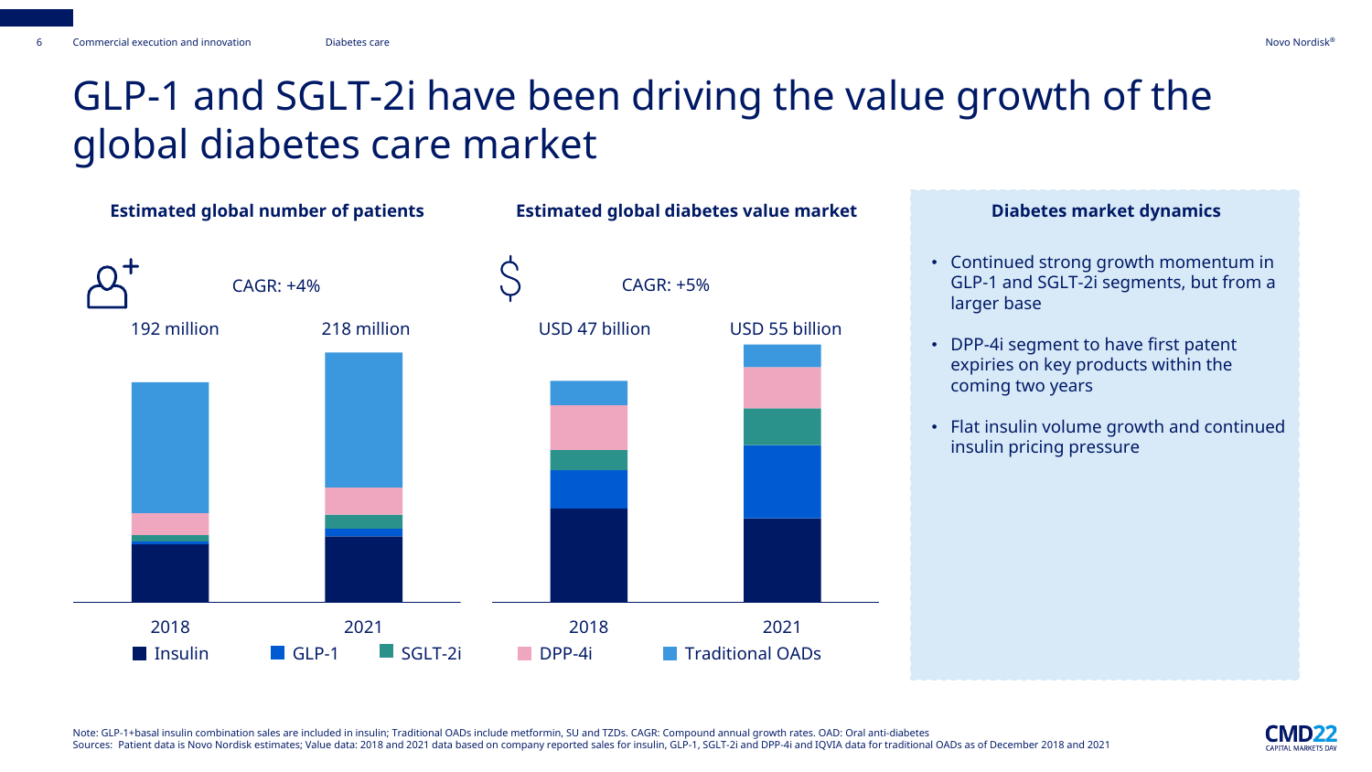# GLP-1 and SGLT-2i have been driving the value growth of the global diabetes care market

### Estimated global number of patients

CAGR: +4%

| 2018 | 2021 |
|---|---|
| 192 million | 218 million |

### Estimated global diabetes value market

CAGR: +5%

| 2018 | 2021 |
|---|---|
| USD 47 billion | USD 55 billion |

Legend: Insulin, GLP-1, SGLT-2i, DPP-4i, Traditional OADs

### Diabetes market dynamics

- Continued strong growth momentum in GLP-1 and SGLT-2i segments, but from a larger base
- DPP-4i segment to have first patent expiries on key products within the coming two years
- Flat insulin volume growth and continued insulin pricing pressure

Note: GLP-1+basal insulin combination sales are included in insulin; Traditional OADs include metformin, SU and TZDs. CAGR: Compound annual growth rates. OAD: Oral anti-diabetes
Sources: Patient data is Novo Nordisk estimates; Value data: 2018 and 2021 data based on company reported sales for insulin, GLP-1, SGLT-2i and DPP-4i and IQVIA data for traditional OADs as of December 2018 and 2021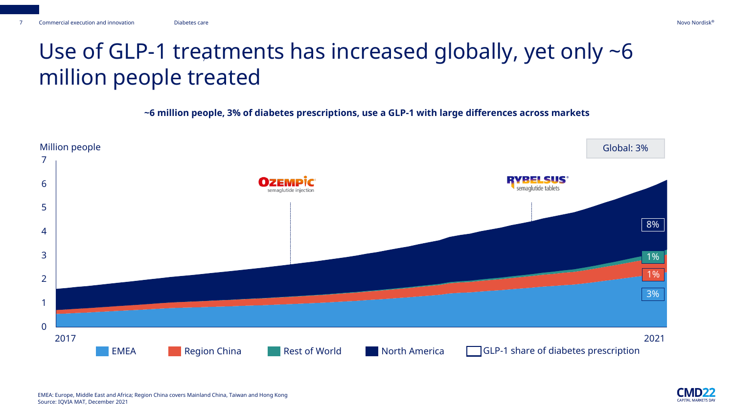# Use of GLP-1 treatments has increased globally, yet only ~6 million people treated

**~6 million people, 3% of diabetes prescriptions, use a GLP-1 with large differences across markets**

Million people

Global: 3%

OZEMPIC semaglutide injection

RYBELSUS semaglutide tablets

| Region | GLP-1 share of diabetes prescription (2021) |
|---|---|
| North America | 8% |
| Rest of World | 1% |
| Region China | 1% |
| EMEA | 3% |

2017 – 2021

EMEA | Region China | Rest of World | North America | GLP-1 share of diabetes prescription

EMEA: Europe, Middle East and Africa; Region China covers Mainland China, Taiwan and Hong Kong
Source: IQVIA MAT, December 2021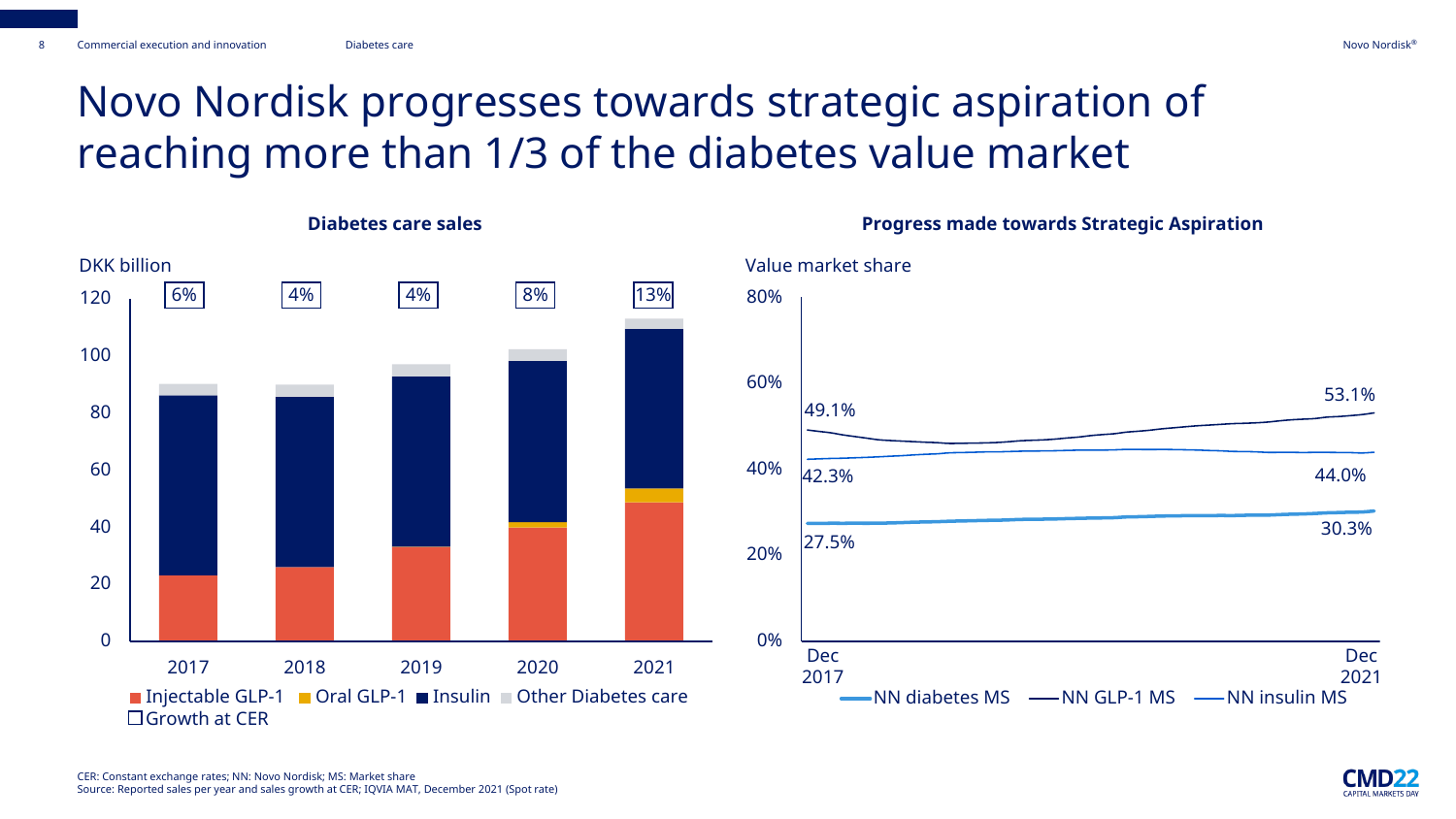# Novo Nordisk progresses towards strategic aspiration of reaching more than 1/3 of the diabetes value market

**Diabetes care sales**

DKK billion

| | 2017 | 2018 | 2019 | 2020 | 2021 |
|---|---|---|---|---|---|
| Growth at CER | 6% | 4% | 4% | 8% | 13% |

Injectable GLP-1 | Oral GLP-1 | Insulin | Other Diabetes care | Growth at CER

**Progress made towards Strategic Aspiration**

Value market share

| | Dec 2017 | Dec 2021 |
|---|---|---|
| NN GLP-1 MS | 49.1% | 53.1% |
| NN insulin MS | 42.3% | 44.0% |
| NN diabetes MS | 27.5% | 30.3% |

CER: Constant exchange rates; NN: Novo Nordisk; MS: Market share
Source: Reported sales per year and sales growth at CER; IQVIA MAT, December 2021 (Spot rate)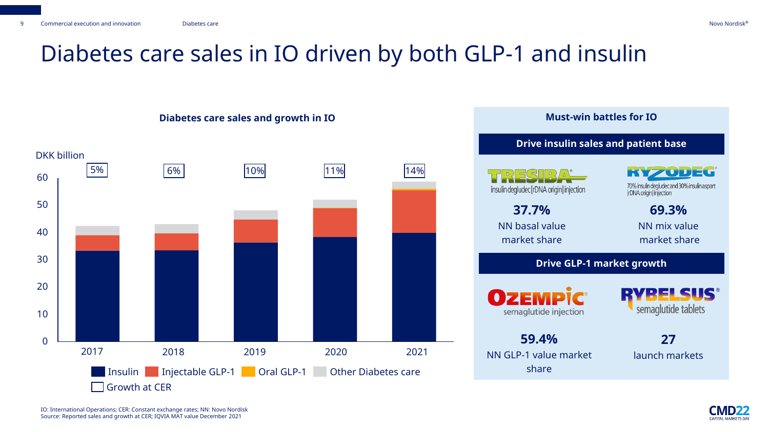# Diabetes care sales in IO driven by both GLP-1 and insulin

**Diabetes care sales and growth in IO**

DKK billion

| Year | Growth at CER |
|---|---|
| 2017 | 5% |
| 2018 | 6% |
| 2019 | 10% |
| 2020 | 11% |
| 2021 | 14% |

Legend: Insulin, Injectable GLP-1, Oral GLP-1, Other Diabetes care, Growth at CER

**Must-win battles for IO**

**Drive insulin sales and patient base**

TRESIBA® insulin degludec [rDNA origin] injection

**37.7%**
NN basal value market share

RYZODEG® 70% insulin degludec and 30% insulin aspart [rDNA origin] injection

**69.3%**
NN mix value market share

**Drive GLP-1 market growth**

OZEMPIC® semaglutide injection

**59.4%**
NN GLP-1 value market share

RYBELSUS® semaglutide tablets

**27**
launch markets

IO: International Operations; CER: Constant exchange rates; NN: Novo Nordisk
Source: Reported sales and growth at CER; IQVIA MAT value December 2021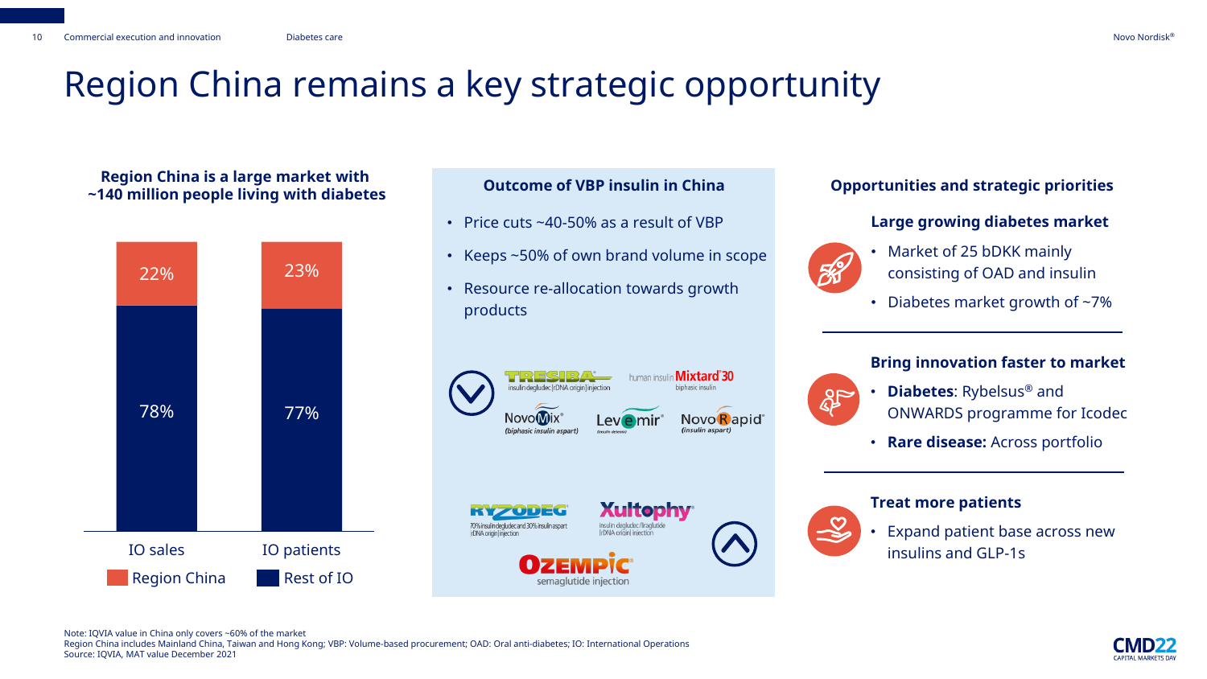# Region China remains a key strategic opportunity

## Region China is a large market with ~140 million people living with diabetes

| | IO sales | IO patients |
|---|---|---|
| Region China | 22% | 23% |
| Rest of IO | 78% | 77% |

## Outcome of VBP insulin in China

- Price cuts ~40-50% as a result of VBP
- Keeps ~50% of own brand volume in scope
- Resource re-allocation towards growth products

Tresiba (insulin degludec [rDNA origin] injection), human insulin Mixtard 30 (biphasic insulin), NovoMix (biphasic insulin aspart), Levemir, NovoRapid (insulin aspart)

Ryzodeg (70% insulin degludec and 30% insulin aspart [rDNA origin] injection), Xultophy (insulin degludec/liraglutide [rDNA origin] injection), Ozempic (semaglutide injection)

## Opportunities and strategic priorities

### Large growing diabetes market

- Market of 25 bDKK mainly consisting of OAD and insulin
- Diabetes market growth of ~7%

### Bring innovation faster to market

- **Diabetes**: Rybelsus® and ONWARDS programme for Icodec
- **Rare disease:** Across portfolio

### Treat more patients

- Expand patient base across new insulins and GLP-1s

Note: IQVIA value in China only covers ~60% of the market
Region China includes Mainland China, Taiwan and Hong Kong; VBP: Volume-based procurement; OAD: Oral anti-diabetes; IO: International Operations
Source: IQVIA, MAT value December 2021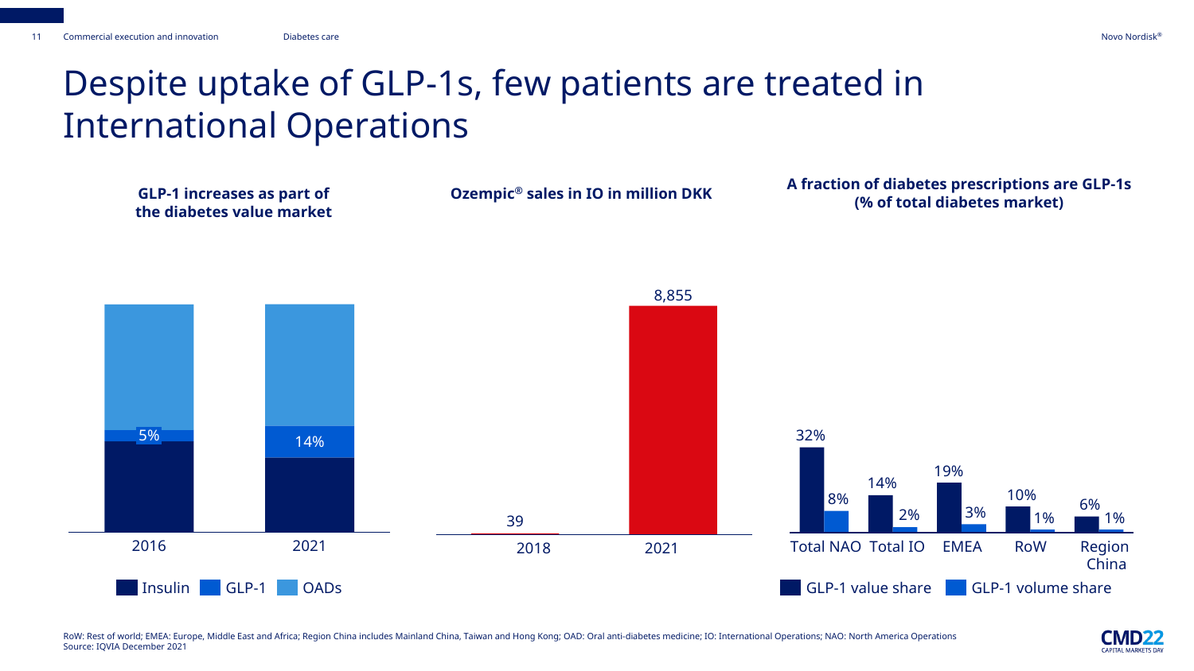# Despite uptake of GLP-1s, few patients are treated in International Operations

**GLP-1 increases as part of the diabetes value market**

| | 2016 | 2021 |
|---|---|---|
| GLP-1 | 5% | 14% |

Insulin | GLP-1 | OADs

**Ozempic® sales in IO in million DKK**

| 2018 | 2021 |
|---|---|
| 39 | 8,855 |

**A fraction of diabetes prescriptions are GLP-1s (% of total diabetes market)**

| | Total NAO | Total IO | EMEA | RoW | Region China |
|---|---|---|---|---|---|
| GLP-1 value share | 32% | 14% | 19% | 10% | 6% |
| GLP-1 volume share | 8% | 2% | 3% | 1% | 1% |

RoW: Rest of world; EMEA: Europe, Middle East and Africa; Region China includes Mainland China, Taiwan and Hong Kong; OAD: Oral anti-diabetes medicine; IO: International Operations; NAO: North America Operations
Source: IQVIA December 2021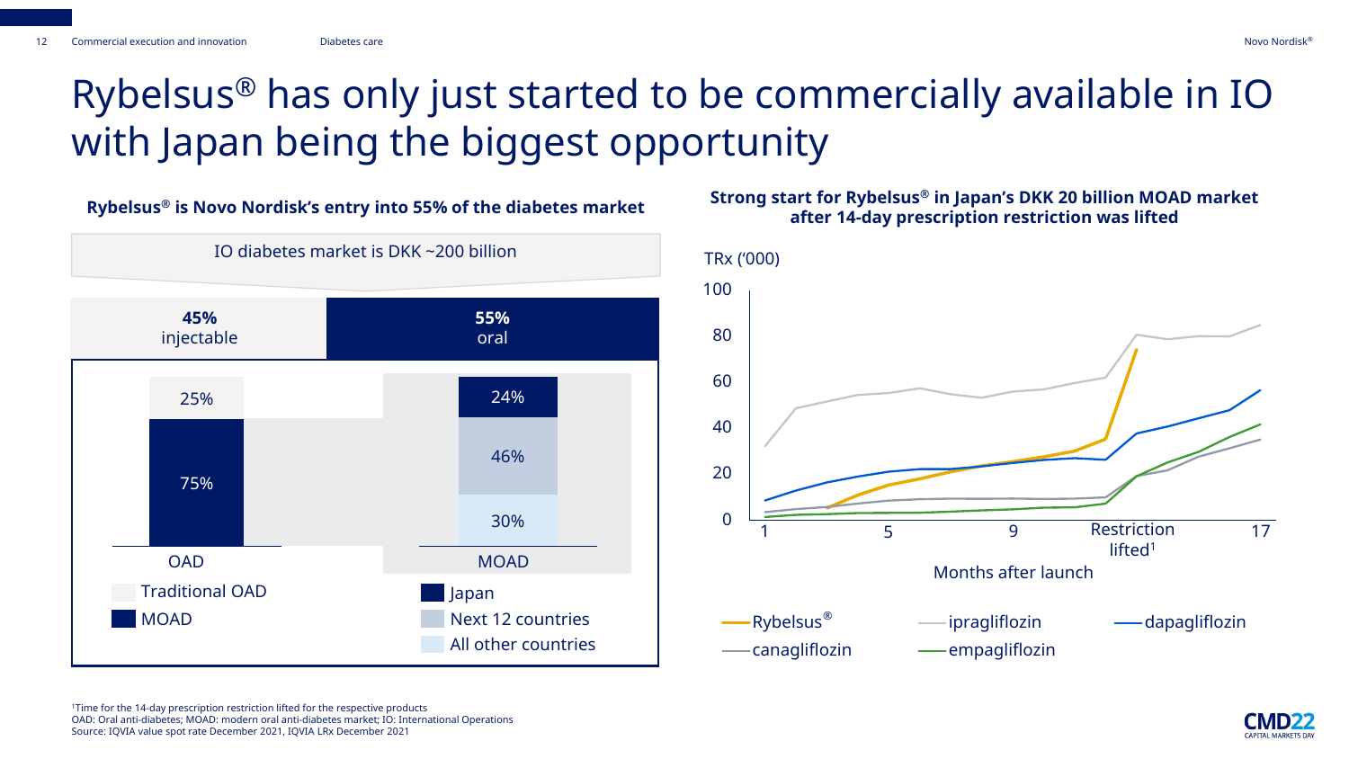# Rybelsus® has only just started to be commercially available in IO with Japan being the biggest opportunity

**Rybelsus® is Novo Nordisk's entry into 55% of the diabetes market**

IO diabetes market is DKK ~200 billion

| 45% injectable | 55% oral |
|---|---|

| OAD | |
|---|---|
| Traditional OAD | 25% |
| MOAD | 75% |

| MOAD | |
|---|---|
| Japan | 24% |
| Next 12 countries | 46% |
| All other countries | 30% |

**Strong start for Rybelsus® in Japan's DKK 20 billion MOAD market after 14-day prescription restriction was lifted**

TRx ('000)

Months after launch: 1, 5, 9, Restriction lifted[1], 17

Rybelsus®, ipragliflozin, dapagliflozin, canagliflozin, empagliflozin

[1]Time for the 14-day prescription restriction lifted for the respective products
OAD: Oral anti-diabetes; MOAD: modern oral anti-diabetes market; IO: International Operations
Source: IQVIA value spot rate December 2021, IQVIA LRx December 2021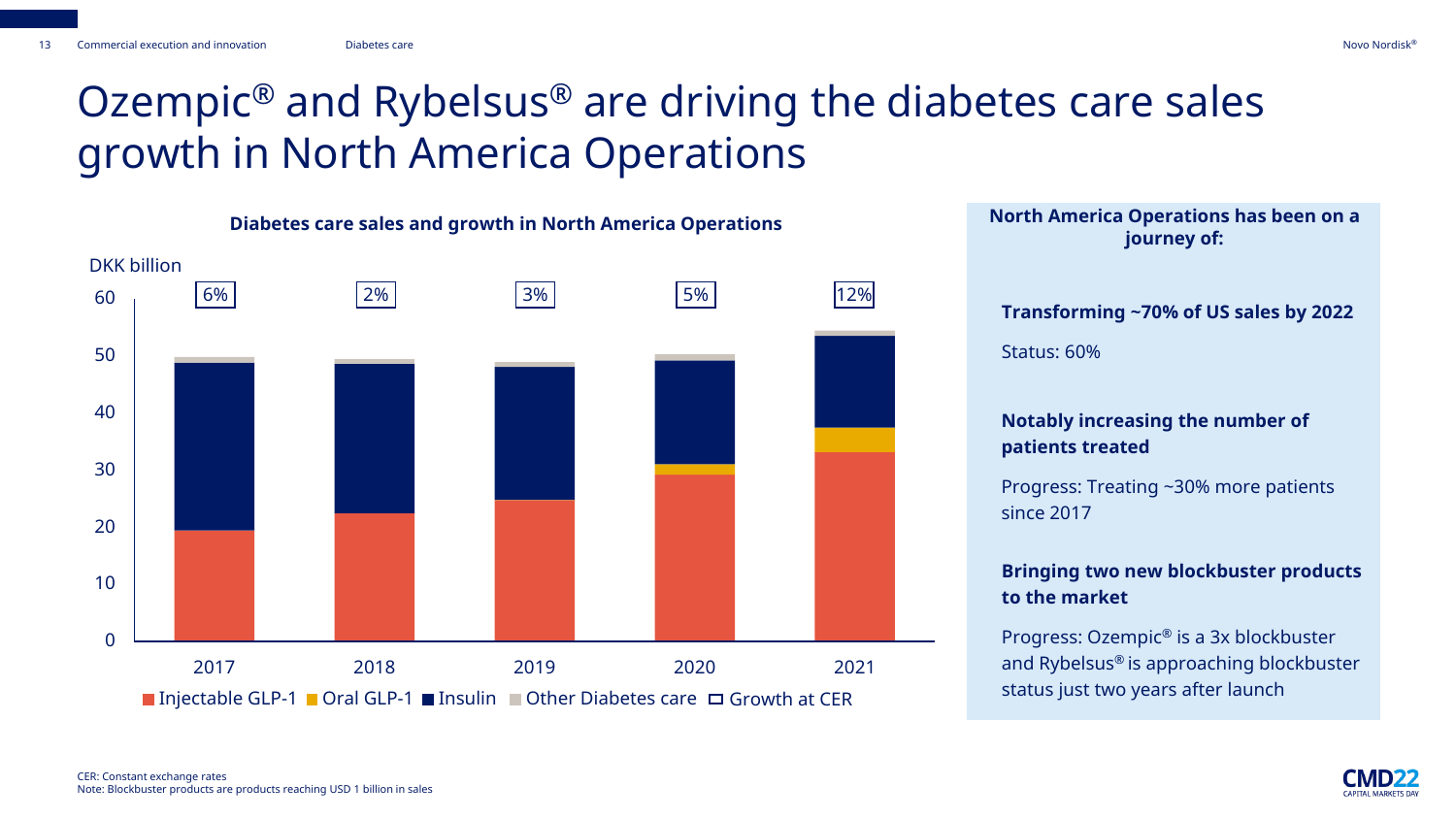# Ozempic® and Rybelsus® are driving the diabetes care sales growth in North America Operations

**Diabetes care sales and growth in North America Operations**

DKK billion

| Year | Growth at CER |
| --- | --- |
| 2017 | 6% |
| 2018 | 2% |
| 2019 | 3% |
| 2020 | 5% |
| 2021 | 12% |

Injectable GLP-1 | Oral GLP-1 | Insulin | Other Diabetes care | Growth at CER

**North America Operations has been on a journey of:**

**Transforming ~70% of US sales by 2022**

Status: 60%

**Notably increasing the number of patients treated**

Progress: Treating ~30% more patients since 2017

**Bringing two new blockbuster products to the market**

Progress: Ozempic® is a 3x blockbuster and Rybelsus® is approaching blockbuster status just two years after launch

CER: Constant exchange rates
Note: Blockbuster products are products reaching USD 1 billion in sales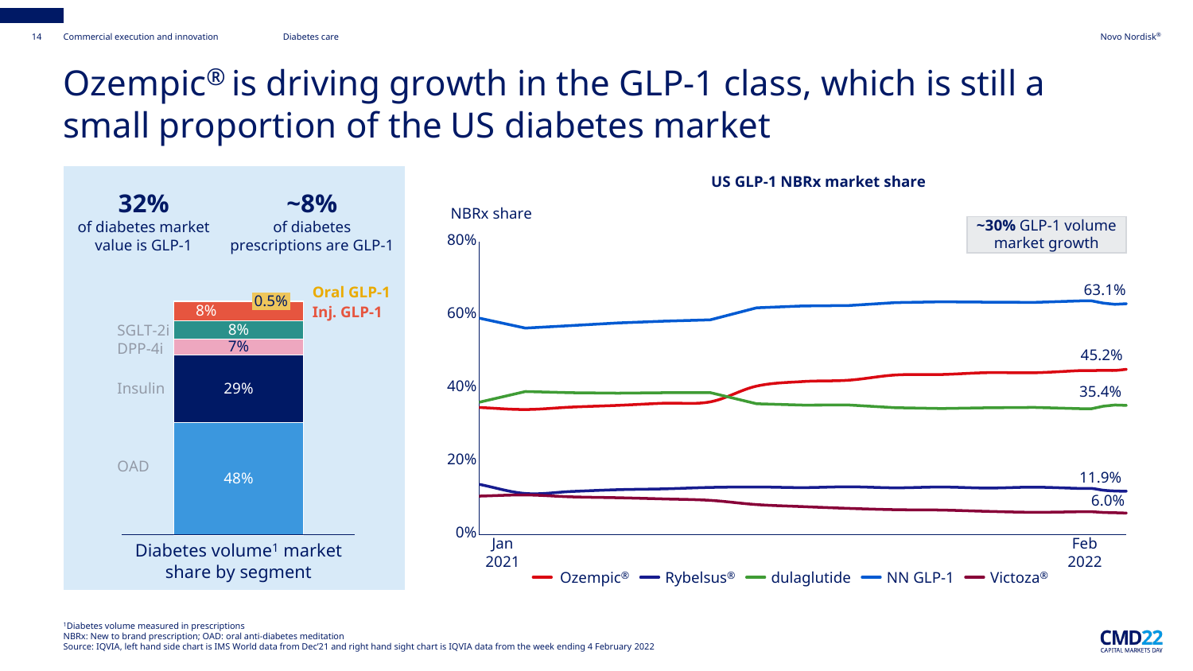# Ozempic® is driving growth in the GLP-1 class, which is still a small proportion of the US diabetes market

**32%** of diabetes market value is GLP-1

**~8%** of diabetes prescriptions are GLP-1

**Diabetes volume[1] market share by segment**

| Segment | Share |
|---|---|
| Oral GLP-1 | 0.5% |
| Inj. GLP-1 | 8% |
| SGLT-2i | 8% |
| DPP-4i | 7% |
| Insulin | 29% |
| OAD | 48% |

**US GLP-1 NBRx market share**

~30% GLP-1 volume market growth

NBRx share, Jan 2021 – Feb 2022 (latest values):

| Product | NBRx share |
|---|---|
| NN GLP-1 | 63.1% |
| Ozempic® | 45.2% |
| dulaglutide | 35.4% |
| Rybelsus® | 11.9% |
| Victoza® | 6.0% |

[1]Diabetes volume measured in prescriptions
NBRx: New to brand prescription; OAD: oral anti-diabetes meditation
Source: IQVIA, left hand side chart is IMS World data from Dec'21 and right hand sight chart is IQVIA data from the week ending 4 February 2022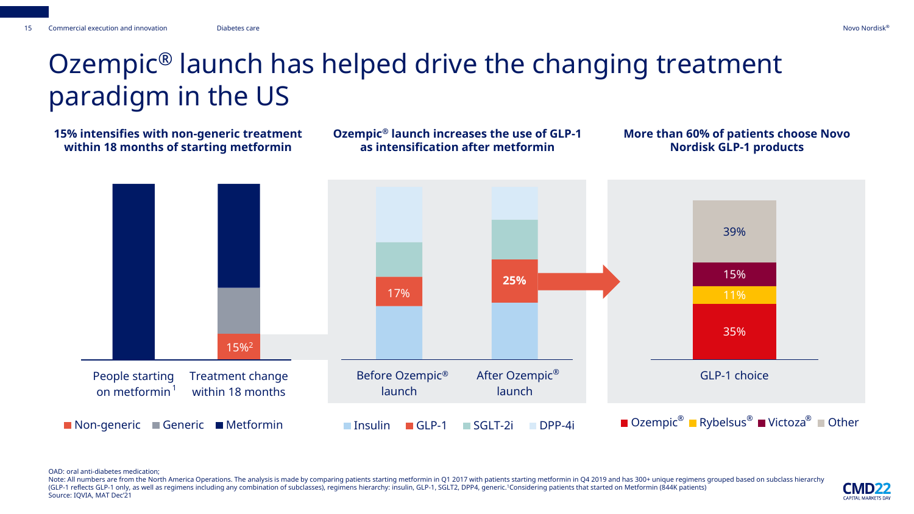# Ozempic® launch has helped drive the changing treatment paradigm in the US

**15% intensifies with non-generic treatment within 18 months of starting metformin**

| | People starting on metformin[1] | Treatment change within 18 months |
|---|---|---|
| Non-generic | | 15%[2] |

Non-generic | Generic | Metformin

**Ozempic® launch increases the use of GLP-1 as intensification after metformin**

| | Before Ozempic® launch | After Ozempic® launch |
|---|---|---|
| GLP-1 | 17% | 25% |

Insulin | GLP-1 | SGLT-2i | DPP-4i

**More than 60% of patients choose Novo Nordisk GLP-1 products**

| GLP-1 choice | |
|---|---|
| Other | 39% |
| Victoza® | 15% |
| Rybelsus® | 11% |
| Ozempic® | 35% |

Ozempic® | Rybelsus® | Victoza® | Other

OAD: oral anti-diabetes medication;
Note: All numbers are from the North America Operations. The analysis is made by comparing patients starting metformin in Q1 2017 with patients starting metformin in Q4 2019 and has 300+ unique regimens grouped based on subclass hierarchy (GLP-1 reflects GLP-1 only, as well as regimens including any combination of subclasses), regimens hierarchy: insulin, GLP-1, SGLT2, DPP4, generic.[1]Considering patients that started on Metformin (844K patients)
Source: IQVIA, MAT Dec'21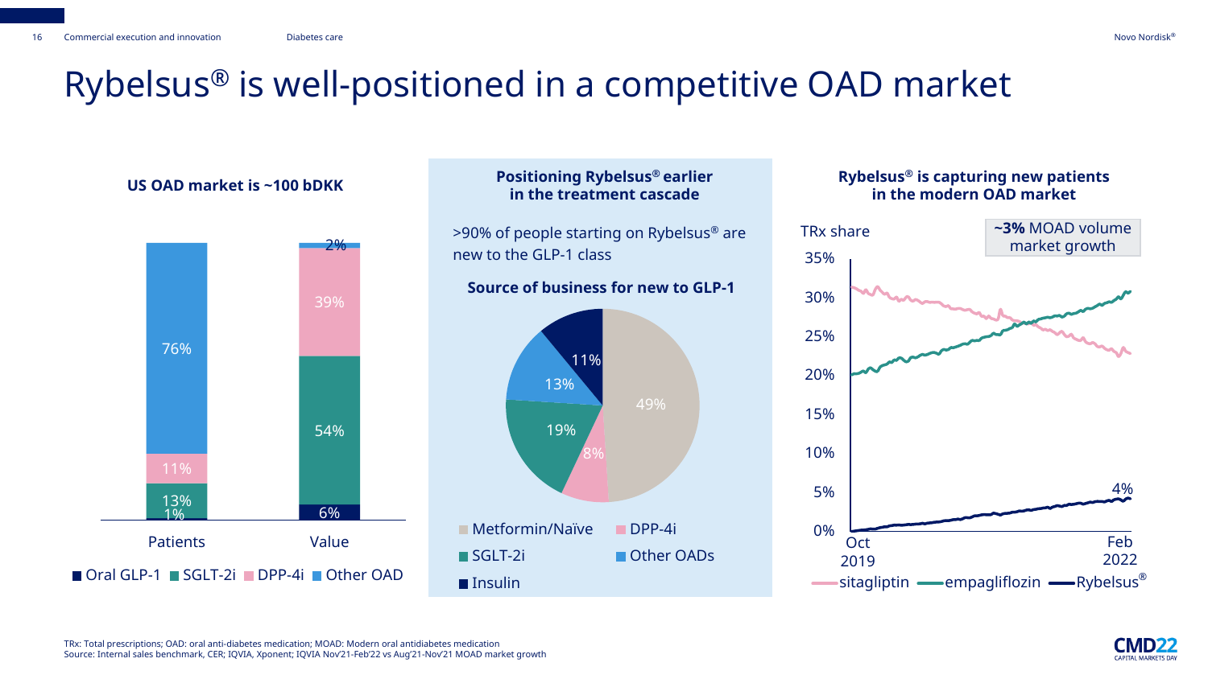# Rybelsus® is well-positioned in a competitive OAD market

### US OAD market is ~100 bDKK

| | Patients | Value |
|---|---|---|
| Oral GLP-1 | 1% | 6% |
| SGLT-2i | 13% | 54% |
| DPP-4i | 11% | 39% |
| Other OAD | 76% | 2% |

### Positioning Rybelsus® earlier in the treatment cascade

>90% of people starting on Rybelsus® are new to the GLP-1 class

**Source of business for new to GLP-1**

| Source | Share |
|---|---|
| Metformin/Naïve | 49% |
| DPP-4i | 8% |
| SGLT-2i | 19% |
| Other OADs | 13% |
| Insulin | 11% |

### Rybelsus® is capturing new patients in the modern OAD market

TRx share

**~3%** MOAD volume market growth

Oct 2019 – Feb 2022: sitagliptin, empagliflozin, Rybelsus® (4%)

TRx: Total prescriptions; OAD: oral anti-diabetes medication; MOAD: Modern oral antidiabetes medication
Source: Internal sales benchmark, CER; IQVIA, Xponent; IQVIA Nov'21-Feb'22 vs Aug'21-Nov'21 MOAD market growth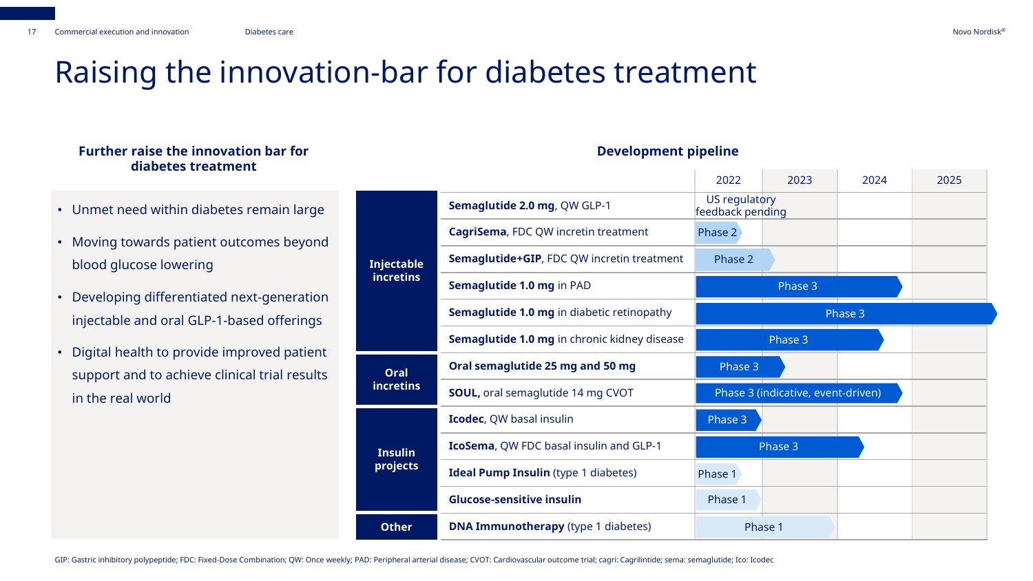# Raising the innovation-bar for diabetes treatment

### Further raise the innovation bar for diabetes treatment

- Unmet need within diabetes remain large
- Moving towards patient outcomes beyond blood glucose lowering
- Developing differentiated next-generation injectable and oral GLP-1-based offerings
- Digital health to provide improved patient support and to achieve clinical trial results in the real world

### Development pipeline

| Category | Project | 2022 | 2023 | 2024 | 2025 |
|---|---|---|---|---|---|
| Injectable incretins | **Semaglutide 2.0 mg**, QW GLP-1 | US regulatory feedback pending | | | |
| | **CagriSema**, FDC QW incretin treatment | Phase 2 | | | |
| | **Semaglutide+GIP**, FDC QW incretin treatment | Phase 2 | | | |
| | **Semaglutide 1.0 mg** in PAD | Phase 3 | Phase 3 | Phase 3 | |
| | **Semaglutide 1.0 mg** in diabetic retinopathy | Phase 3 | Phase 3 | Phase 3 | Phase 3 |
| | **Semaglutide 1.0 mg** in chronic kidney disease | Phase 3 | Phase 3 | Phase 3 | |
| Oral incretins | **Oral semaglutide 25 mg and 50 mg** | Phase 3 | Phase 3 | | |
| | **SOUL,** oral semaglutide 14 mg CVOT | Phase 3 (indicative, event-driven) | Phase 3 (indicative, event-driven) | Phase 3 (indicative, event-driven) | |
| Insulin projects | **Icodec**, QW basal insulin | Phase 3 | | | |
| | **IcoSema**, QW FDC basal insulin and GLP-1 | Phase 3 | Phase 3 | Phase 3 | |
| | **Ideal Pump Insulin** (type 1 diabetes) | Phase 1 | | | |
| | **Glucose-sensitive insulin** | Phase 1 | | | |
| Other | **DNA Immunotherapy** (type 1 diabetes) | Phase 1 | Phase 1 | | |

GIP: Gastric inhibitory polypeptide; FDC: Fixed-Dose Combination; QW: Once weekly; PAD: Peripheral arterial disease; CVOT: Cardiovascular outcome trial; cagri: Cagrilintide; sema: semaglutide; Ico: Icodec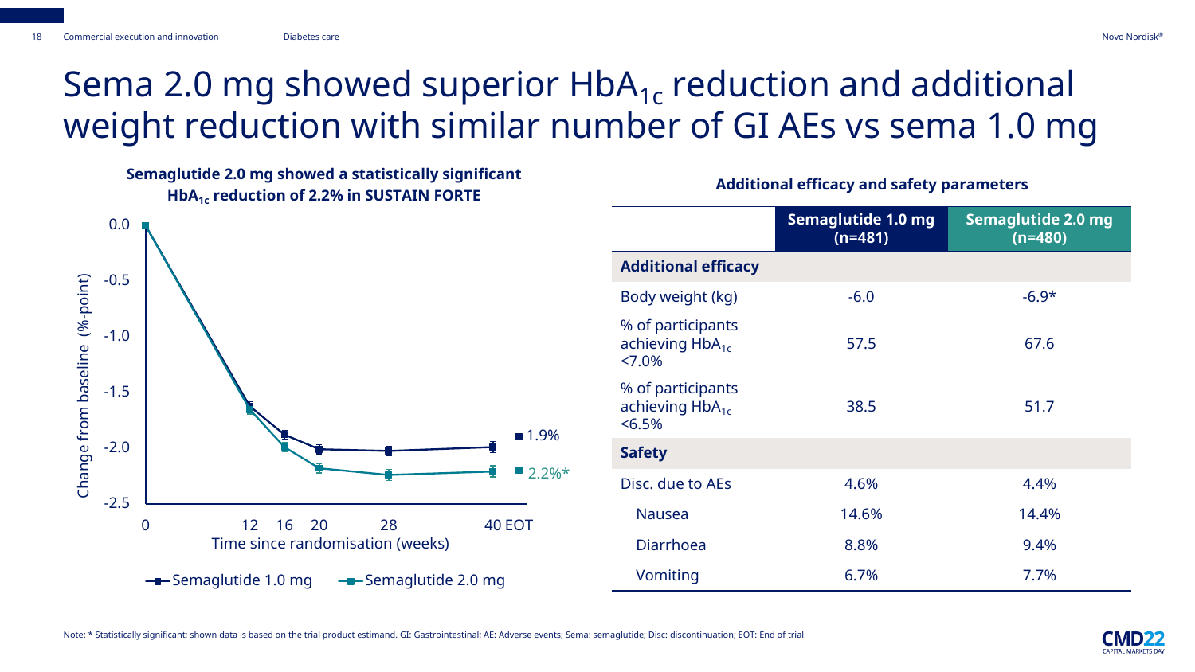# Sema 2.0 mg showed superior $HbA_{1c}$ reduction and additional weight reduction with similar number of GI AEs vs sema 1.0 mg

**Semaglutide 2.0 mg showed a statistically significant $HbA_{1c}$ reduction of 2.2% in SUSTAIN FORTE**

Change from baseline (%-point)

0.0
-0.5
-1.0
-1.5
-2.0
-2.5

0 12 16 20 28 40 EOT

Time since randomisation (weeks)

1.9%
2.2%*

Semaglutide 1.0 mg — Semaglutide 2.0 mg

**Additional efficacy and safety parameters**

| | Semaglutide 1.0 mg (n=481) | Semaglutide 2.0 mg (n=480) |
|---|---|---|
| **Additional efficacy** | | |
| Body weight (kg) | -6.0 | -6.9* |
| % of participants achieving $HbA_{1c}$ <7.0% | 57.5 | 67.6 |
| % of participants achieving $HbA_{1c}$ <6.5% | 38.5 | 51.7 |
| **Safety** | | |
| Disc. due to AEs | 4.6% | 4.4% |
| Nausea | 14.6% | 14.4% |
| Diarrhoea | 8.8% | 9.4% |
| Vomiting | 6.7% | 7.7% |

Note: * Statistically significant; shown data is based on the trial product estimand. GI: Gastrointestinal; AE: Adverse events; Sema: semaglutide; Disc: discontinuation; EOT: End of trial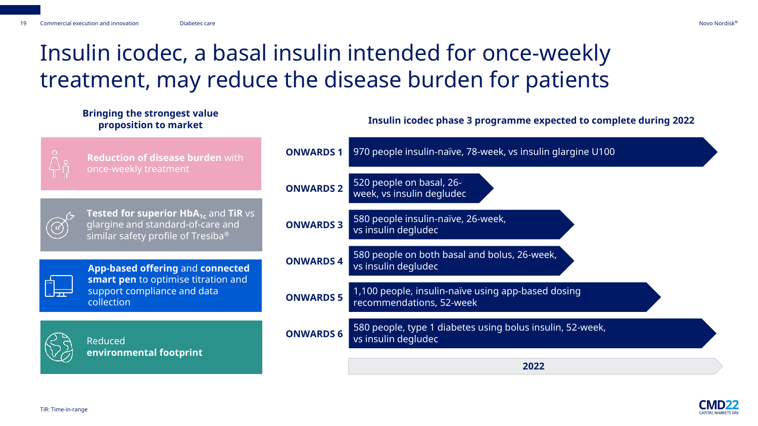# Insulin icodec, a basal insulin intended for once-weekly treatment, may reduce the disease burden for patients

## Bringing the strongest value proposition to market

- **Reduction of disease burden** with once-weekly treatment
- **Tested for superior $HbA_{1c}$** and **TiR** vs glargine and standard-of-care and similar safety profile of Tresiba®
- **App-based offering** and **connected smart pen** to optimise titration and support compliance and data collection
- Reduced **environmental footprint**

## Insulin icodec phase 3 programme expected to complete during 2022

| Trial | Description |
| --- | --- |
| **ONWARDS 1** | 970 people insulin-naïve, 78-week, vs insulin glargine U100 |
| **ONWARDS 2** | 520 people on basal, 26-week, vs insulin degludec |
| **ONWARDS 3** | 580 people insulin-naïve, 26-week, vs insulin degludec |
| **ONWARDS 4** | 580 people on both basal and bolus, 26-week, vs insulin degludec |
| **ONWARDS 5** | 1,100 people, insulin-naïve using app-based dosing recommendations, 52-week |
| **ONWARDS 6** | 580 people, type 1 diabetes using bolus insulin, 52-week, vs insulin degludec |

**2022**

TiR: Time-in-range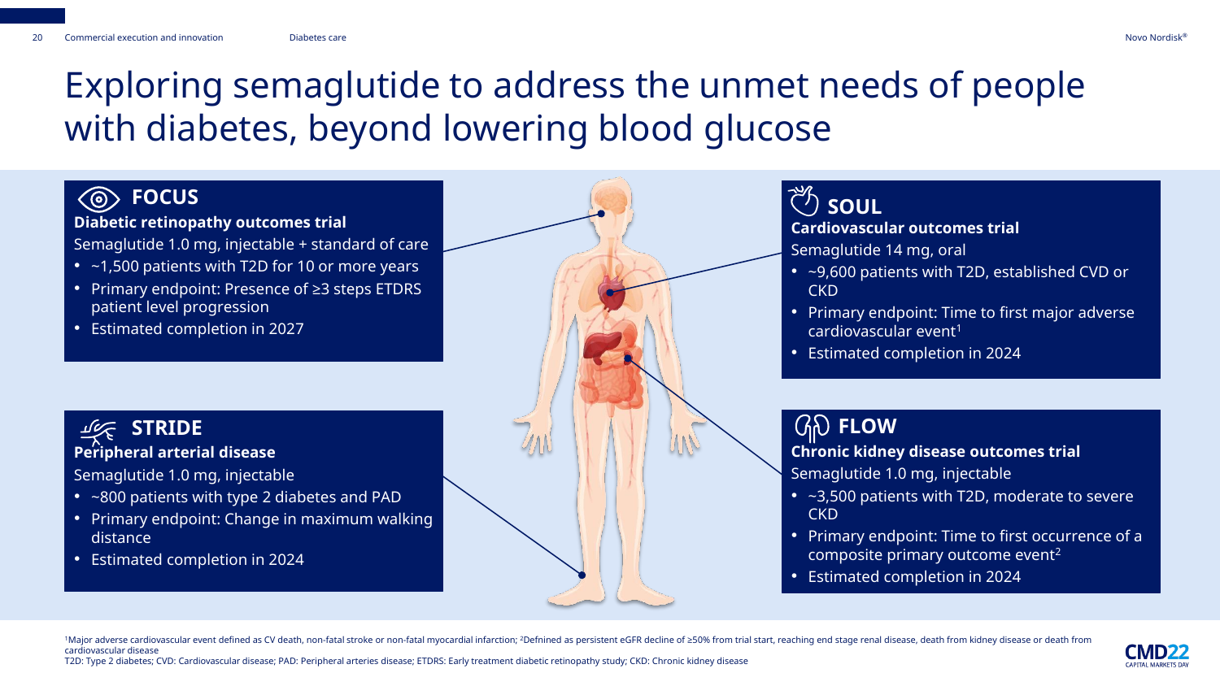# Exploring semaglutide to address the unmet needs of people with diabetes, beyond lowering blood glucose

## FOCUS

**Diabetic retinopathy outcomes trial**

Semaglutide 1.0 mg, injectable + standard of care

- ~1,500 patients with T2D for 10 or more years
- Primary endpoint: Presence of ≥3 steps ETDRS patient level progression
- Estimated completion in 2027

## STRIDE

**Peripheral arterial disease**

Semaglutide 1.0 mg, injectable

- ~800 patients with type 2 diabetes and PAD
- Primary endpoint: Change in maximum walking distance
- Estimated completion in 2024

## SOUL

**Cardiovascular outcomes trial**

Semaglutide 14 mg, oral

- ~9,600 patients with T2D, established CVD or CKD
- Primary endpoint: Time to first major adverse cardiovascular event[1]
- Estimated completion in 2024

## FLOW

**Chronic kidney disease outcomes trial**

Semaglutide 1.0 mg, injectable

- ~3,500 patients with T2D, moderate to severe CKD
- Primary endpoint: Time to first occurrence of a composite primary outcome event[2]
- Estimated completion in 2024

[1]Major adverse cardiovascular event defined as CV death, non-fatal stroke or non-fatal myocardial infarction; [2]Defnined as persistent eGFR decline of ≥50% from trial start, reaching end stage renal disease, death from kidney disease or death from cardiovascular disease

T2D: Type 2 diabetes; CVD: Cardiovascular disease; PAD: Peripheral arteries disease; ETDRS: Early treatment diabetic retinopathy study; CKD: Chronic kidney disease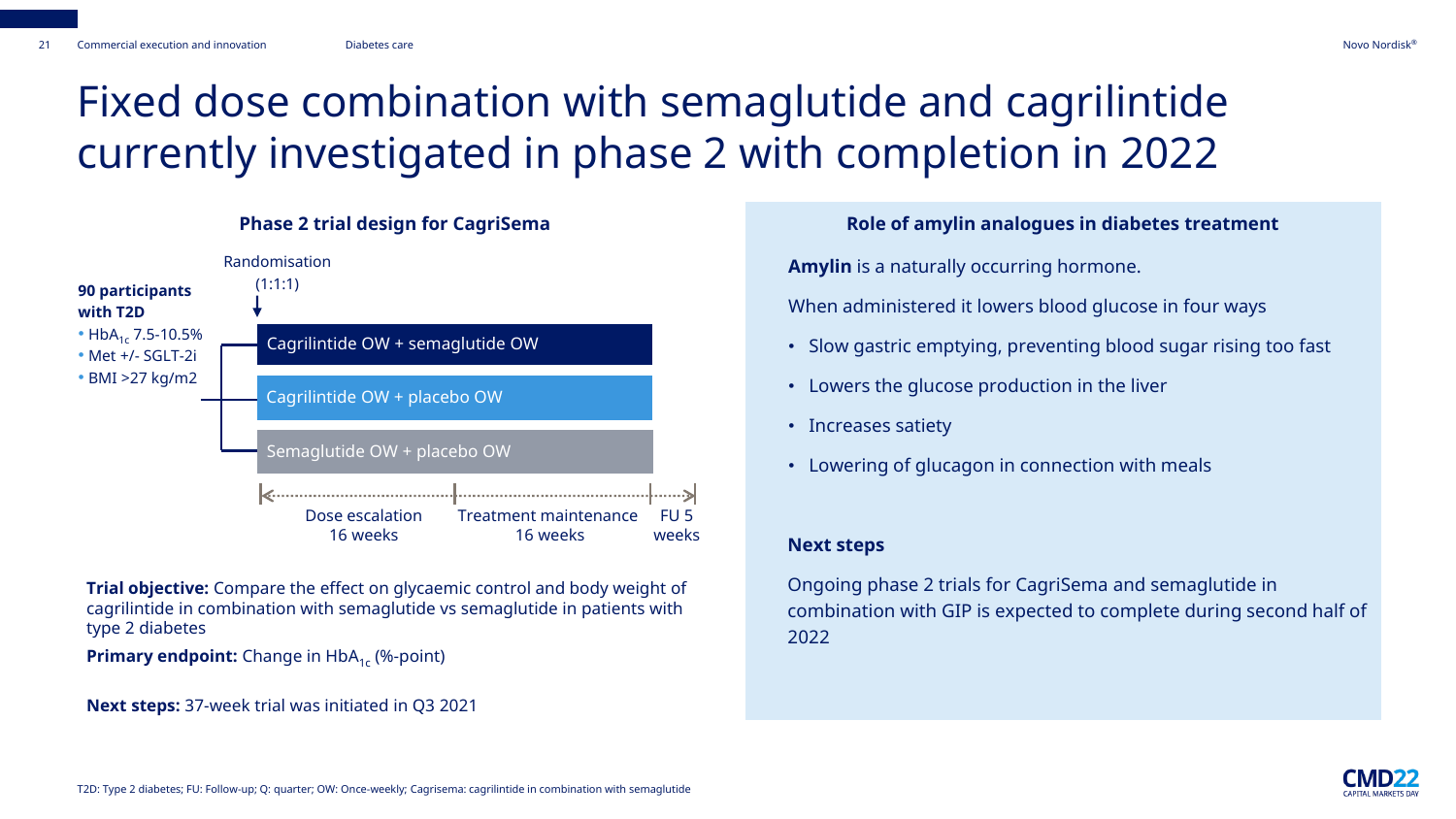# Fixed dose combination with semaglutide and cagrilintide currently investigated in phase 2 with completion in 2022

## Phase 2 trial design for CagriSema

**90 participants with T2D**

- $HbA_{1c}$ 7.5-10.5%
- Met +/- SGLT-2i
- BMI >27 kg/m2

Randomisation (1:1:1)

- Cagrilintide OW + semaglutide OW
- Cagrilintide OW + placebo OW
- Semaglutide OW + placebo OW

Dose escalation 16 weeks | Treatment maintenance 16 weeks | FU 5 weeks

**Trial objective:** Compare the effect on glycaemic control and body weight of cagrilintide in combination with semaglutide vs semaglutide in patients with type 2 diabetes

**Primary endpoint:** Change in $HbA_{1c}$ (%-point)

**Next steps:** 37-week trial was initiated in Q3 2021

## Role of amylin analogues in diabetes treatment

**Amylin** is a naturally occurring hormone.

When administered it lowers blood glucose in four ways

- Slow gastric emptying, preventing blood sugar rising too fast
- Lowers the glucose production in the liver
- Increases satiety
- Lowering of glucagon in connection with meals

**Next steps**

Ongoing phase 2 trials for CagriSema and semaglutide in combination with GIP is expected to complete during second half of 2022

T2D: Type 2 diabetes; FU: Follow-up; Q: quarter; OW: Once-weekly; Cagrisema: cagrilintide in combination with semaglutide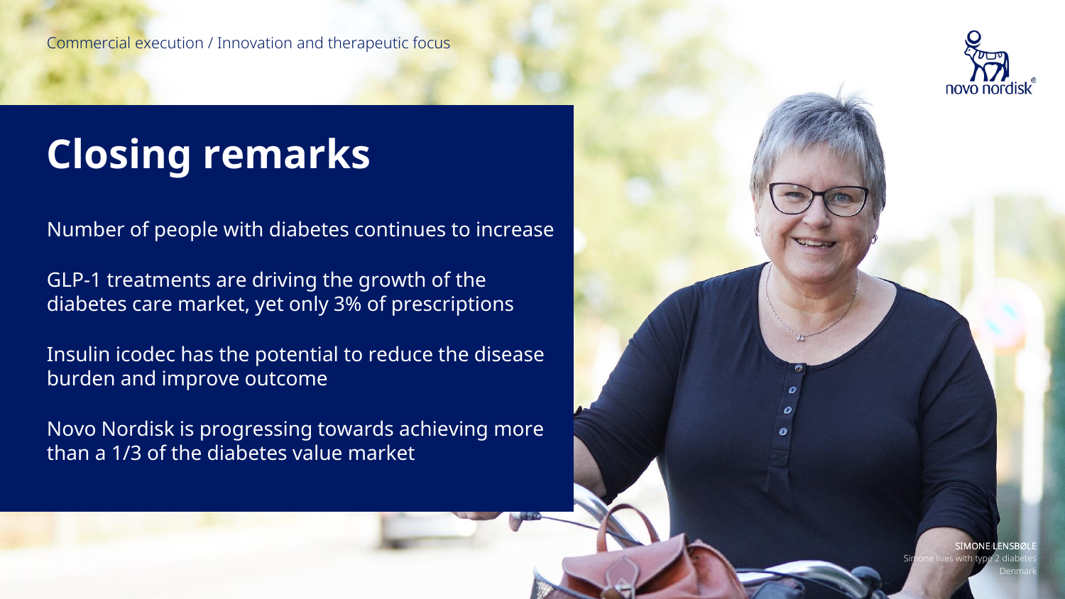Commercial execution / Innovation and therapeutic focus

# Closing remarks

Number of people with diabetes continues to increase

GLP-1 treatments are driving the growth of the diabetes care market, yet only 3% of prescriptions

Insulin icodec has the potential to reduce the disease burden and improve outcome

Novo Nordisk is progressing towards achieving more than a 1/3 of the diabetes value market

SIMONE LENSBØLE
Simone lives with type 2 diabetes
Denmark